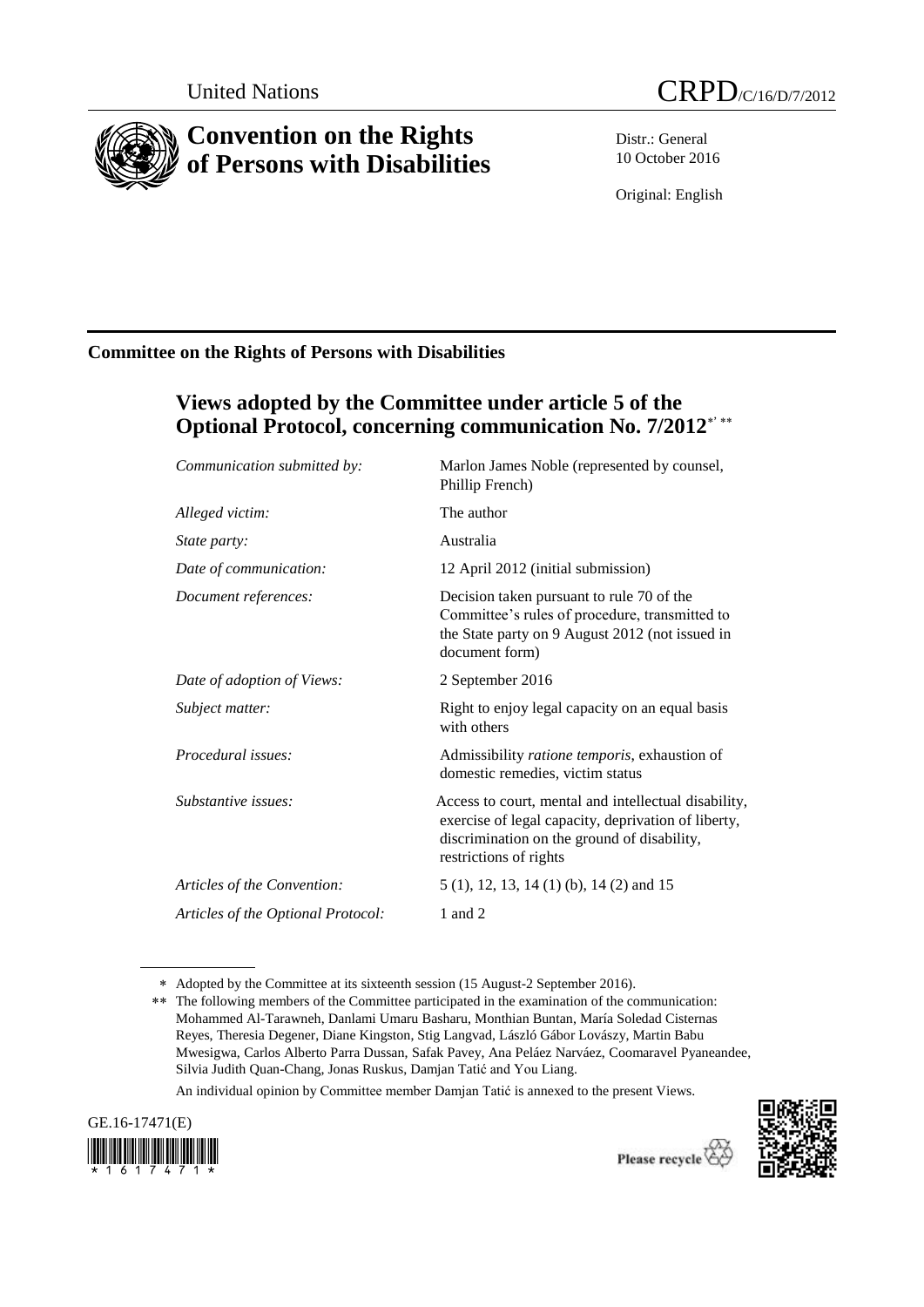United Nations

CRPD/C/16/D/7/2012

# Convention on the Rights of Persons with Disabilities

Distr.: General
10 October 2016

Original: English

## Committee on the Rights of Persons with Disabilities

### Views adopted by the Committee under article 5 of the Optional Protocol, concerning communication No. 7/2012[*, **]

| | |
|---|---|
| *Communication submitted by:* | Marlon James Noble (represented by counsel, Phillip French) |
| *Alleged victim:* | The author |
| *State party:* | Australia |
| *Date of communication:* | 12 April 2012 (initial submission) |
| *Document references:* | Decision taken pursuant to rule 70 of the Committee's rules of procedure, transmitted to the State party on 9 August 2012 (not issued in document form) |
| *Date of adoption of Views:* | 2 September 2016 |
| *Subject matter:* | Right to enjoy legal capacity on an equal basis with others |
| *Procedural issues:* | Admissibility *ratione temporis*, exhaustion of domestic remedies, victim status |
| *Substantive issues:* | Access to court, mental and intellectual disability, exercise of legal capacity, deprivation of liberty, discrimination on the ground of disability, restrictions of rights |
| *Articles of the Convention:* | 5 (1), 12, 13, 14 (1) (b), 14 (2) and 15 |
| *Articles of the Optional Protocol:* | 1 and 2 |

\* Adopted by the Committee at its sixteenth session (15 August-2 September 2016).

\*\* The following members of the Committee participated in the examination of the communication: Mohammed Al-Tarawneh, Danlami Umaru Basharu, Monthian Buntan, María Soledad Cisternas Reyes, Theresia Degener, Diane Kingston, Stig Langvad, László Gábor Lovászy, Martin Babu Mwesigwa, Carlos Alberto Parra Dussan, Safak Pavey, Ana Peláez Narváez, Coomaravel Pyaneandee, Silvia Judith Quan-Chang, Jonas Ruskus, Damjan Tatić and You Liang.

An individual opinion by Committee member Damjan Tatić is annexed to the present Views.

GE.16-17471(E)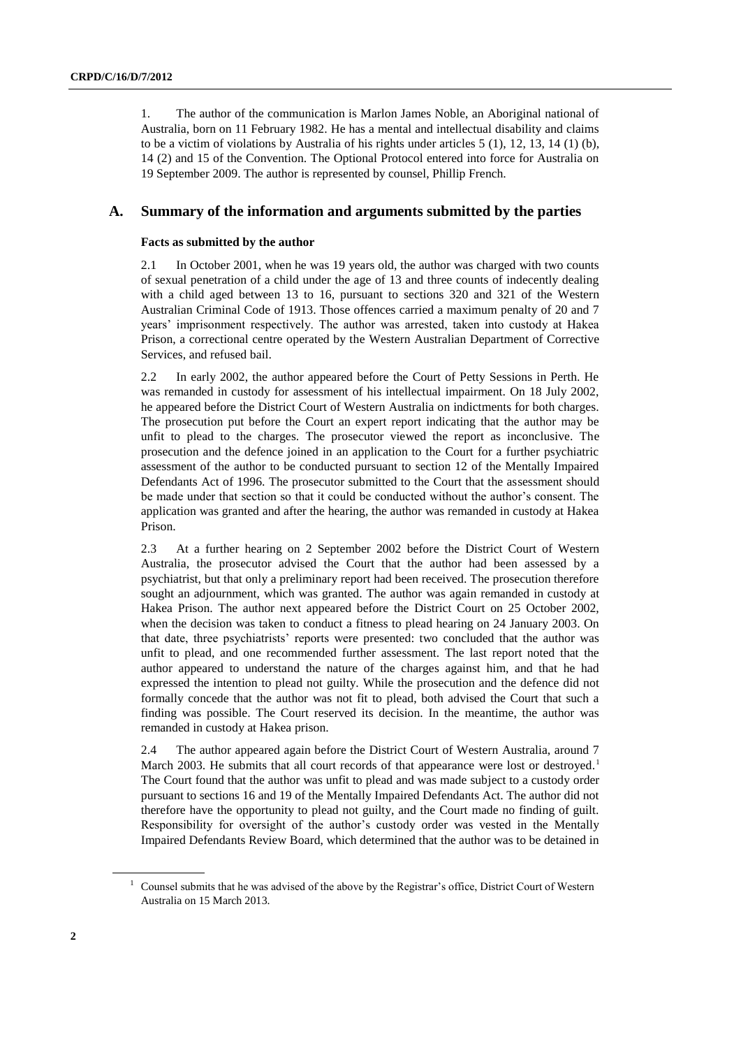1. The author of the communication is Marlon James Noble, an Aboriginal national of Australia, born on 11 February 1982. He has a mental and intellectual disability and claims to be a victim of violations by Australia of his rights under articles 5 (1), 12, 13, 14 (1) (b), 14 (2) and 15 of the Convention. The Optional Protocol entered into force for Australia on 19 September 2009. The author is represented by counsel, Phillip French.

## A. Summary of the information and arguments submitted by the parties

### Facts as submitted by the author

2.1 In October 2001, when he was 19 years old, the author was charged with two counts of sexual penetration of a child under the age of 13 and three counts of indecently dealing with a child aged between 13 to 16, pursuant to sections 320 and 321 of the Western Australian Criminal Code of 1913. Those offences carried a maximum penalty of 20 and 7 years' imprisonment respectively. The author was arrested, taken into custody at Hakea Prison, a correctional centre operated by the Western Australian Department of Corrective Services, and refused bail.

2.2 In early 2002, the author appeared before the Court of Petty Sessions in Perth. He was remanded in custody for assessment of his intellectual impairment. On 18 July 2002, he appeared before the District Court of Western Australia on indictments for both charges. The prosecution put before the Court an expert report indicating that the author may be unfit to plead to the charges. The prosecutor viewed the report as inconclusive. The prosecution and the defence joined in an application to the Court for a further psychiatric assessment of the author to be conducted pursuant to section 12 of the Mentally Impaired Defendants Act of 1996. The prosecutor submitted to the Court that the assessment should be made under that section so that it could be conducted without the author's consent. The application was granted and after the hearing, the author was remanded in custody at Hakea Prison.

2.3 At a further hearing on 2 September 2002 before the District Court of Western Australia, the prosecutor advised the Court that the author had been assessed by a psychiatrist, but that only a preliminary report had been received. The prosecution therefore sought an adjournment, which was granted. The author was again remanded in custody at Hakea Prison. The author next appeared before the District Court on 25 October 2002, when the decision was taken to conduct a fitness to plead hearing on 24 January 2003. On that date, three psychiatrists' reports were presented: two concluded that the author was unfit to plead, and one recommended further assessment. The last report noted that the author appeared to understand the nature of the charges against him, and that he had expressed the intention to plead not guilty. While the prosecution and the defence did not formally concede that the author was not fit to plead, both advised the Court that such a finding was possible. The Court reserved its decision. In the meantime, the author was remanded in custody at Hakea prison.

2.4 The author appeared again before the District Court of Western Australia, around 7 March 2003. He submits that all court records of that appearance were lost or destroyed.[1] The Court found that the author was unfit to plead and was made subject to a custody order pursuant to sections 16 and 19 of the Mentally Impaired Defendants Act. The author did not therefore have the opportunity to plead not guilty, and the Court made no finding of guilt. Responsibility for oversight of the author's custody order was vested in the Mentally Impaired Defendants Review Board, which determined that the author was to be detained in

[1] Counsel submits that he was advised of the above by the Registrar's office, District Court of Western Australia on 15 March 2013.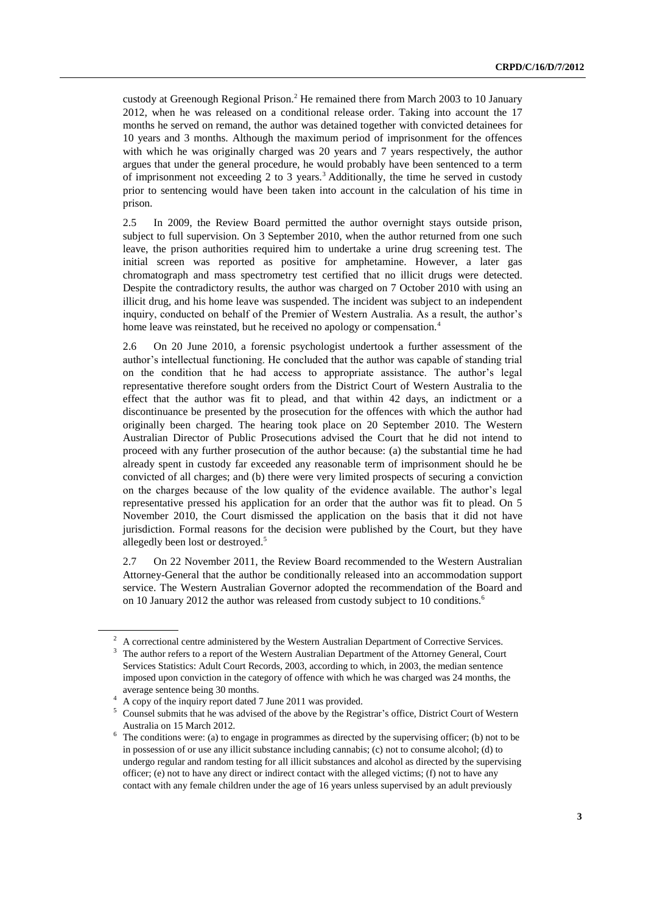custody at Greenough Regional Prison.[2] He remained there from March 2003 to 10 January 2012, when he was released on a conditional release order. Taking into account the 17 months he served on remand, the author was detained together with convicted detainees for 10 years and 3 months. Although the maximum period of imprisonment for the offences with which he was originally charged was 20 years and 7 years respectively, the author argues that under the general procedure, he would probably have been sentenced to a term of imprisonment not exceeding 2 to 3 years.[3] Additionally, the time he served in custody prior to sentencing would have been taken into account in the calculation of his time in prison.

2.5 In 2009, the Review Board permitted the author overnight stays outside prison, subject to full supervision. On 3 September 2010, when the author returned from one such leave, the prison authorities required him to undertake a urine drug screening test. The initial screen was reported as positive for amphetamine. However, a later gas chromatograph and mass spectrometry test certified that no illicit drugs were detected. Despite the contradictory results, the author was charged on 7 October 2010 with using an illicit drug, and his home leave was suspended. The incident was subject to an independent inquiry, conducted on behalf of the Premier of Western Australia. As a result, the author's home leave was reinstated, but he received no apology or compensation.[4]

2.6 On 20 June 2010, a forensic psychologist undertook a further assessment of the author's intellectual functioning. He concluded that the author was capable of standing trial on the condition that he had access to appropriate assistance. The author's legal representative therefore sought orders from the District Court of Western Australia to the effect that the author was fit to plead, and that within 42 days, an indictment or a discontinuance be presented by the prosecution for the offences with which the author had originally been charged. The hearing took place on 20 September 2010. The Western Australian Director of Public Prosecutions advised the Court that he did not intend to proceed with any further prosecution of the author because: (a) the substantial time he had already spent in custody far exceeded any reasonable term of imprisonment should he be convicted of all charges; and (b) there were very limited prospects of securing a conviction on the charges because of the low quality of the evidence available. The author's legal representative pressed his application for an order that the author was fit to plead. On 5 November 2010, the Court dismissed the application on the basis that it did not have jurisdiction. Formal reasons for the decision were published by the Court, but they have allegedly been lost or destroyed.[5]

2.7 On 22 November 2011, the Review Board recommended to the Western Australian Attorney-General that the author be conditionally released into an accommodation support service. The Western Australian Governor adopted the recommendation of the Board and on 10 January 2012 the author was released from custody subject to 10 conditions.[6]

---

[2] A correctional centre administered by the Western Australian Department of Corrective Services.

[3] The author refers to a report of the Western Australian Department of the Attorney General, Court Services Statistics: Adult Court Records, 2003, according to which, in 2003, the median sentence imposed upon conviction in the category of offence with which he was charged was 24 months, the average sentence being 30 months.

[4] A copy of the inquiry report dated 7 June 2011 was provided.

[5] Counsel submits that he was advised of the above by the Registrar's office, District Court of Western Australia on 15 March 2012.

[6] The conditions were: (a) to engage in programmes as directed by the supervising officer; (b) not to be in possession of or use any illicit substance including cannabis; (c) not to consume alcohol; (d) to undergo regular and random testing for all illicit substances and alcohol as directed by the supervising officer; (e) not to have any direct or indirect contact with the alleged victims; (f) not to have any contact with any female children under the age of 16 years unless supervised by an adult previously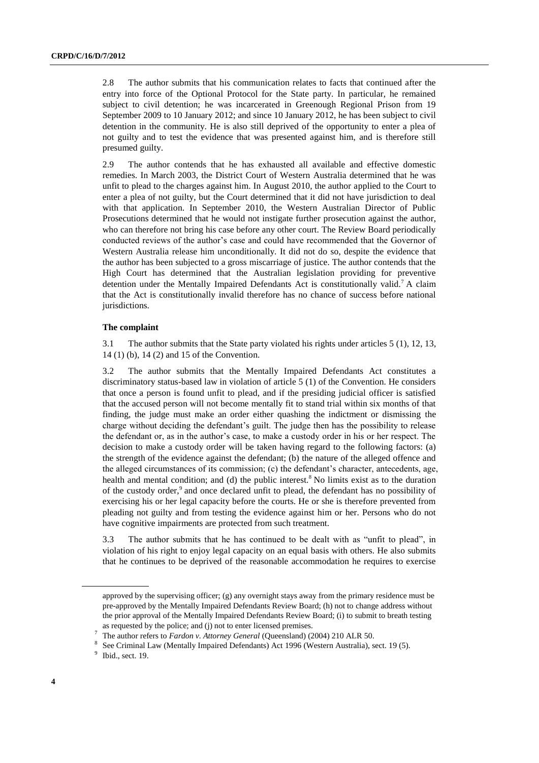2.8 The author submits that his communication relates to facts that continued after the entry into force of the Optional Protocol for the State party. In particular, he remained subject to civil detention; he was incarcerated in Greenough Regional Prison from 19 September 2009 to 10 January 2012; and since 10 January 2012, he has been subject to civil detention in the community. He is also still deprived of the opportunity to enter a plea of not guilty and to test the evidence that was presented against him, and is therefore still presumed guilty.

2.9 The author contends that he has exhausted all available and effective domestic remedies. In March 2003, the District Court of Western Australia determined that he was unfit to plead to the charges against him. In August 2010, the author applied to the Court to enter a plea of not guilty, but the Court determined that it did not have jurisdiction to deal with that application. In September 2010, the Western Australian Director of Public Prosecutions determined that he would not instigate further prosecution against the author, who can therefore not bring his case before any other court. The Review Board periodically conducted reviews of the author's case and could have recommended that the Governor of Western Australia release him unconditionally. It did not do so, despite the evidence that the author has been subjected to a gross miscarriage of justice. The author contends that the High Court has determined that the Australian legislation providing for preventive detention under the Mentally Impaired Defendants Act is constitutionally valid.[7] A claim that the Act is constitutionally invalid therefore has no chance of success before national jurisdictions.

**The complaint**

3.1 The author submits that the State party violated his rights under articles 5 (1), 12, 13, 14 (1) (b), 14 (2) and 15 of the Convention.

3.2 The author submits that the Mentally Impaired Defendants Act constitutes a discriminatory status-based law in violation of article 5 (1) of the Convention. He considers that once a person is found unfit to plead, and if the presiding judicial officer is satisfied that the accused person will not become mentally fit to stand trial within six months of that finding, the judge must make an order either quashing the indictment or dismissing the charge without deciding the defendant's guilt. The judge then has the possibility to release the defendant or, as in the author's case, to make a custody order in his or her respect. The decision to make a custody order will be taken having regard to the following factors: (a) the strength of the evidence against the defendant; (b) the nature of the alleged offence and the alleged circumstances of its commission; (c) the defendant's character, antecedents, age, health and mental condition; and (d) the public interest.[8] No limits exist as to the duration of the custody order,[9] and once declared unfit to plead, the defendant has no possibility of exercising his or her legal capacity before the courts. He or she is therefore prevented from pleading not guilty and from testing the evidence against him or her. Persons who do not have cognitive impairments are protected from such treatment.

3.3 The author submits that he has continued to be dealt with as "unfit to plead", in violation of his right to enjoy legal capacity on an equal basis with others. He also submits that he continues to be deprived of the reasonable accommodation he requires to exercise

---

approved by the supervising officer; (g) any overnight stays away from the primary residence must be pre-approved by the Mentally Impaired Defendants Review Board; (h) not to change address without the prior approval of the Mentally Impaired Defendants Review Board; (i) to submit to breath testing as requested by the police; and (j) not to enter licensed premises.

[7] The author refers to *Fardon v. Attorney General* (Queensland) (2004) 210 ALR 50.

[8] See Criminal Law (Mentally Impaired Defendants) Act 1996 (Western Australia), sect. 19 (5).

[9] Ibid., sect. 19.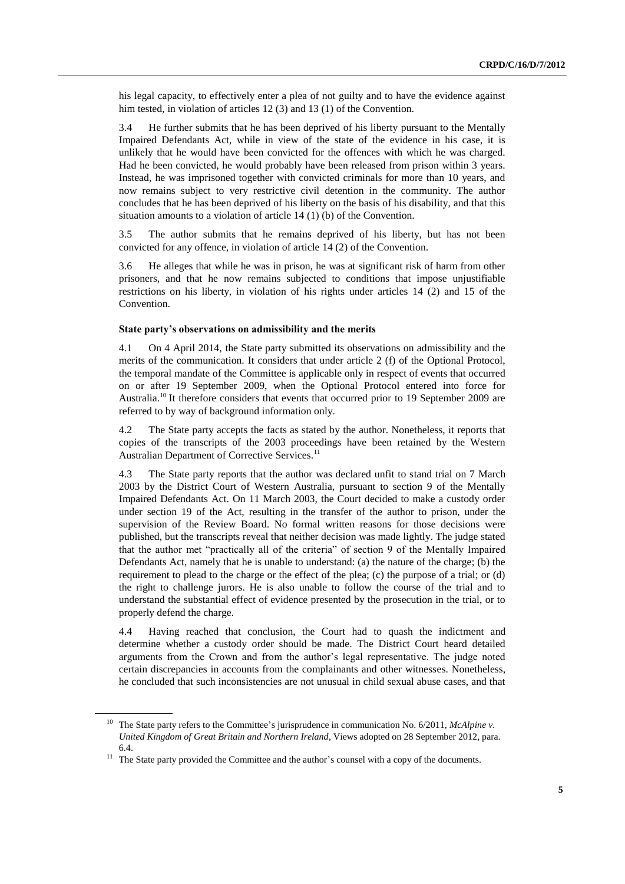his legal capacity, to effectively enter a plea of not guilty and to have the evidence against him tested, in violation of articles 12 (3) and 13 (1) of the Convention.

3.4 He further submits that he has been deprived of his liberty pursuant to the Mentally Impaired Defendants Act, while in view of the state of the evidence in his case, it is unlikely that he would have been convicted for the offences with which he was charged. Had he been convicted, he would probably have been released from prison within 3 years. Instead, he was imprisoned together with convicted criminals for more than 10 years, and now remains subject to very restrictive civil detention in the community. The author concludes that he has been deprived of his liberty on the basis of his disability, and that this situation amounts to a violation of article 14 (1) (b) of the Convention.

3.5 The author submits that he remains deprived of his liberty, but has not been convicted for any offence, in violation of article 14 (2) of the Convention.

3.6 He alleges that while he was in prison, he was at significant risk of harm from other prisoners, and that he now remains subjected to conditions that impose unjustifiable restrictions on his liberty, in violation of his rights under articles 14 (2) and 15 of the Convention.

### State party's observations on admissibility and the merits

4.1 On 4 April 2014, the State party submitted its observations on admissibility and the merits of the communication. It considers that under article 2 (f) of the Optional Protocol, the temporal mandate of the Committee is applicable only in respect of events that occurred on or after 19 September 2009, when the Optional Protocol entered into force for Australia.[10] It therefore considers that events that occurred prior to 19 September 2009 are referred to by way of background information only.

4.2 The State party accepts the facts as stated by the author. Nonetheless, it reports that copies of the transcripts of the 2003 proceedings have been retained by the Western Australian Department of Corrective Services.[11]

4.3 The State party reports that the author was declared unfit to stand trial on 7 March 2003 by the District Court of Western Australia, pursuant to section 9 of the Mentally Impaired Defendants Act. On 11 March 2003, the Court decided to make a custody order under section 19 of the Act, resulting in the transfer of the author to prison, under the supervision of the Review Board. No formal written reasons for those decisions were published, but the transcripts reveal that neither decision was made lightly. The judge stated that the author met "practically all of the criteria" of section 9 of the Mentally Impaired Defendants Act, namely that he is unable to understand: (a) the nature of the charge; (b) the requirement to plead to the charge or the effect of the plea; (c) the purpose of a trial; or (d) the right to challenge jurors. He is also unable to follow the course of the trial and to understand the substantial effect of evidence presented by the prosecution in the trial, or to properly defend the charge.

4.4 Having reached that conclusion, the Court had to quash the indictment and determine whether a custody order should be made. The District Court heard detailed arguments from the Crown and from the author's legal representative. The judge noted certain discrepancies in accounts from the complainants and other witnesses. Nonetheless, he concluded that such inconsistencies are not unusual in child sexual abuse cases, and that

---

[10] The State party refers to the Committee's jurisprudence in communication No. 6/2011, *McAlpine v. United Kingdom of Great Britain and Northern Ireland*, Views adopted on 28 September 2012, para. 6.4.

[11] The State party provided the Committee and the author's counsel with a copy of the documents.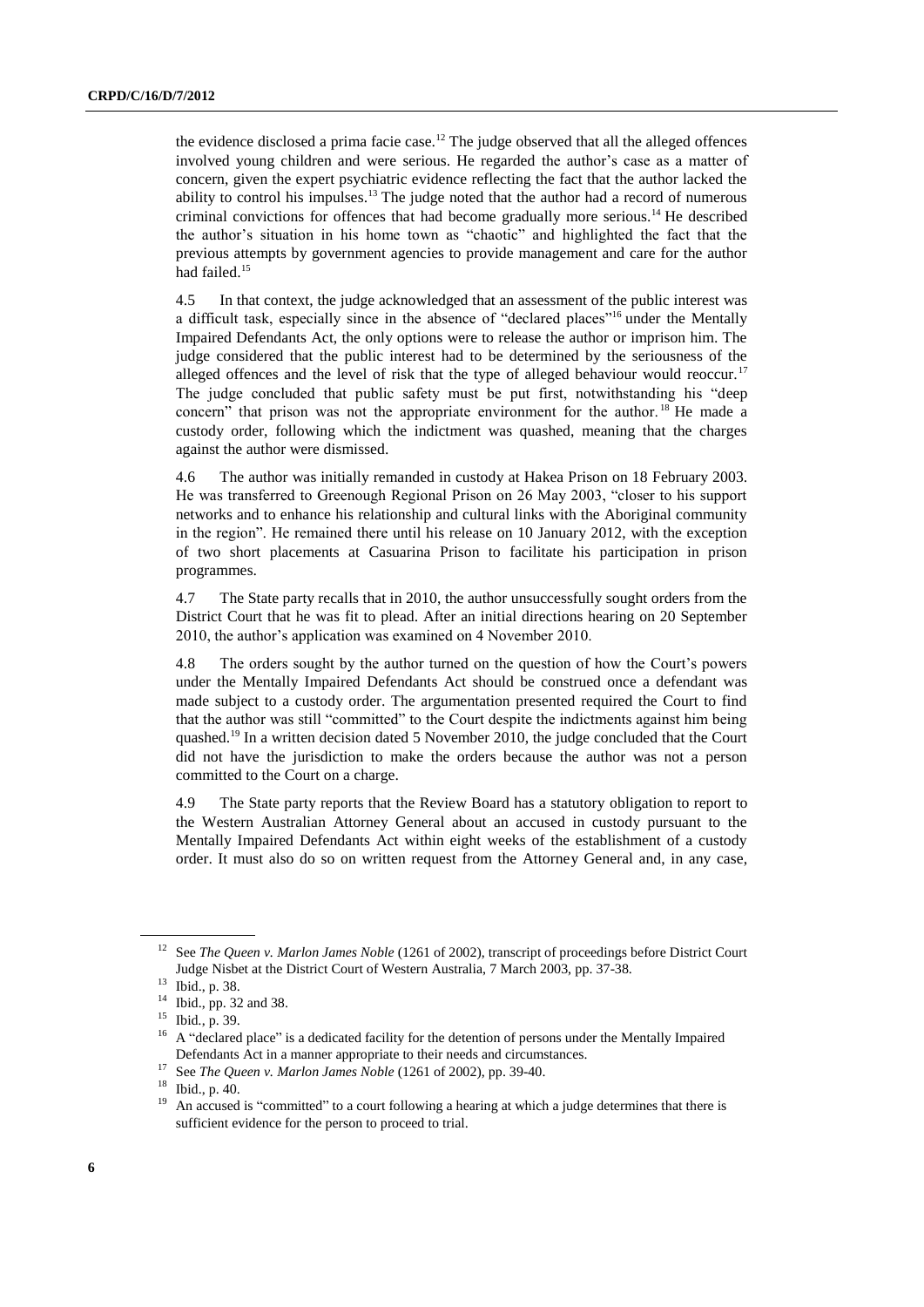the evidence disclosed a prima facie case.[12] The judge observed that all the alleged offences involved young children and were serious. He regarded the author's case as a matter of concern, given the expert psychiatric evidence reflecting the fact that the author lacked the ability to control his impulses.[13] The judge noted that the author had a record of numerous criminal convictions for offences that had become gradually more serious.[14] He described the author's situation in his home town as "chaotic" and highlighted the fact that the previous attempts by government agencies to provide management and care for the author had failed.[15]

4.5 In that context, the judge acknowledged that an assessment of the public interest was a difficult task, especially since in the absence of "declared places"[16] under the Mentally Impaired Defendants Act, the only options were to release the author or imprison him. The judge considered that the public interest had to be determined by the seriousness of the alleged offences and the level of risk that the type of alleged behaviour would reoccur.[17] The judge concluded that public safety must be put first, notwithstanding his "deep concern" that prison was not the appropriate environment for the author.[18] He made a custody order, following which the indictment was quashed, meaning that the charges against the author were dismissed.

4.6 The author was initially remanded in custody at Hakea Prison on 18 February 2003. He was transferred to Greenough Regional Prison on 26 May 2003, "closer to his support networks and to enhance his relationship and cultural links with the Aboriginal community in the region". He remained there until his release on 10 January 2012, with the exception of two short placements at Casuarina Prison to facilitate his participation in prison programmes.

4.7 The State party recalls that in 2010, the author unsuccessfully sought orders from the District Court that he was fit to plead. After an initial directions hearing on 20 September 2010, the author's application was examined on 4 November 2010.

4.8 The orders sought by the author turned on the question of how the Court's powers under the Mentally Impaired Defendants Act should be construed once a defendant was made subject to a custody order. The argumentation presented required the Court to find that the author was still "committed" to the Court despite the indictments against him being quashed.[19] In a written decision dated 5 November 2010, the judge concluded that the Court did not have the jurisdiction to make the orders because the author was not a person committed to the Court on a charge.

4.9 The State party reports that the Review Board has a statutory obligation to report to the Western Australian Attorney General about an accused in custody pursuant to the Mentally Impaired Defendants Act within eight weeks of the establishment of a custody order. It must also do so on written request from the Attorney General and, in any case,

---

[12] See *The Queen v. Marlon James Noble* (1261 of 2002), transcript of proceedings before District Court Judge Nisbet at the District Court of Western Australia, 7 March 2003, pp. 37-38.

[13] Ibid., p. 38.

[14] Ibid., pp. 32 and 38.

[15] Ibid., p. 39.

[16] A "declared place" is a dedicated facility for the detention of persons under the Mentally Impaired Defendants Act in a manner appropriate to their needs and circumstances.

[17] See *The Queen v. Marlon James Noble* (1261 of 2002), pp. 39-40.

[18] Ibid., p. 40.

[19] An accused is "committed" to a court following a hearing at which a judge determines that there is sufficient evidence for the person to proceed to trial.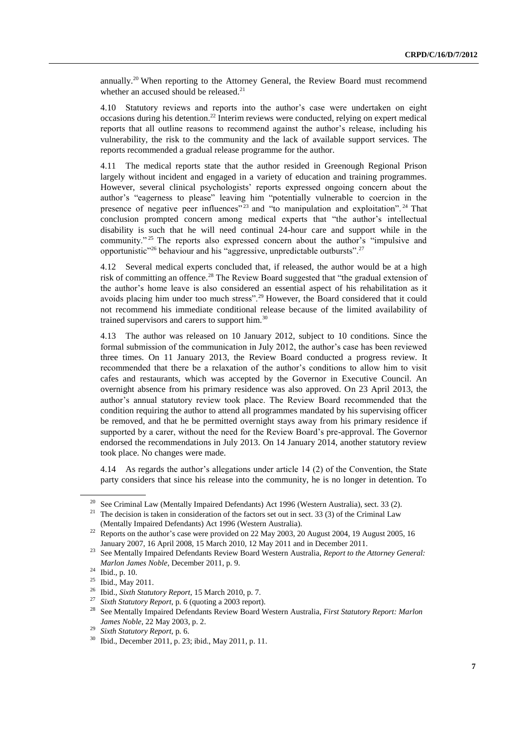annually.[20] When reporting to the Attorney General, the Review Board must recommend whether an accused should be released.[21]

4.10 Statutory reviews and reports into the author's case were undertaken on eight occasions during his detention.[22] Interim reviews were conducted, relying on expert medical reports that all outline reasons to recommend against the author's release, including his vulnerability, the risk to the community and the lack of available support services. The reports recommended a gradual release programme for the author.

4.11 The medical reports state that the author resided in Greenough Regional Prison largely without incident and engaged in a variety of education and training programmes. However, several clinical psychologists' reports expressed ongoing concern about the author's "eagerness to please" leaving him "potentially vulnerable to coercion in the presence of negative peer influences"[23] and "to manipulation and exploitation".[24] That conclusion prompted concern among medical experts that "the author's intellectual disability is such that he will need continual 24-hour care and support while in the community."[25] The reports also expressed concern about the author's "impulsive and opportunistic"[26] behaviour and his "aggressive, unpredictable outbursts".[27]

4.12 Several medical experts concluded that, if released, the author would be at a high risk of committing an offence.[28] The Review Board suggested that "the gradual extension of the author's home leave is also considered an essential aspect of his rehabilitation as it avoids placing him under too much stress".[29] However, the Board considered that it could not recommend his immediate conditional release because of the limited availability of trained supervisors and carers to support him.[30]

4.13 The author was released on 10 January 2012, subject to 10 conditions. Since the formal submission of the communication in July 2012, the author's case has been reviewed three times. On 11 January 2013, the Review Board conducted a progress review. It recommended that there be a relaxation of the author's conditions to allow him to visit cafes and restaurants, which was accepted by the Governor in Executive Council. An overnight absence from his primary residence was also approved. On 23 April 2013, the author's annual statutory review took place. The Review Board recommended that the condition requiring the author to attend all programmes mandated by his supervising officer be removed, and that he be permitted overnight stays away from his primary residence if supported by a carer, without the need for the Review Board's pre-approval. The Governor endorsed the recommendations in July 2013. On 14 January 2014, another statutory review took place. No changes were made.

4.14 As regards the author's allegations under article 14 (2) of the Convention, the State party considers that since his release into the community, he is no longer in detention. To

---

[20] See Criminal Law (Mentally Impaired Defendants) Act 1996 (Western Australia), sect. 33 (2).

[21] The decision is taken in consideration of the factors set out in sect. 33 (3) of the Criminal Law (Mentally Impaired Defendants) Act 1996 (Western Australia).

[22] Reports on the author's case were provided on 22 May 2003, 20 August 2004, 19 August 2005, 16 January 2007, 16 April 2008, 15 March 2010, 12 May 2011 and in December 2011.

[23] See Mentally Impaired Defendants Review Board Western Australia, *Report to the Attorney General: Marlon James Noble*, December 2011, p. 9.

[24] Ibid., p. 10.

[25] Ibid., May 2011.

[26] Ibid., *Sixth Statutory Report*, 15 March 2010, p. 7.

[27] *Sixth Statutory Report*, p. 6 (quoting a 2003 report).

[28] See Mentally Impaired Defendants Review Board Western Australia, *First Statutory Report: Marlon James Noble*, 22 May 2003, p. 2.

[29] *Sixth Statutory Report*, p. 6.

[30] Ibid., December 2011, p. 23; ibid., May 2011, p. 11.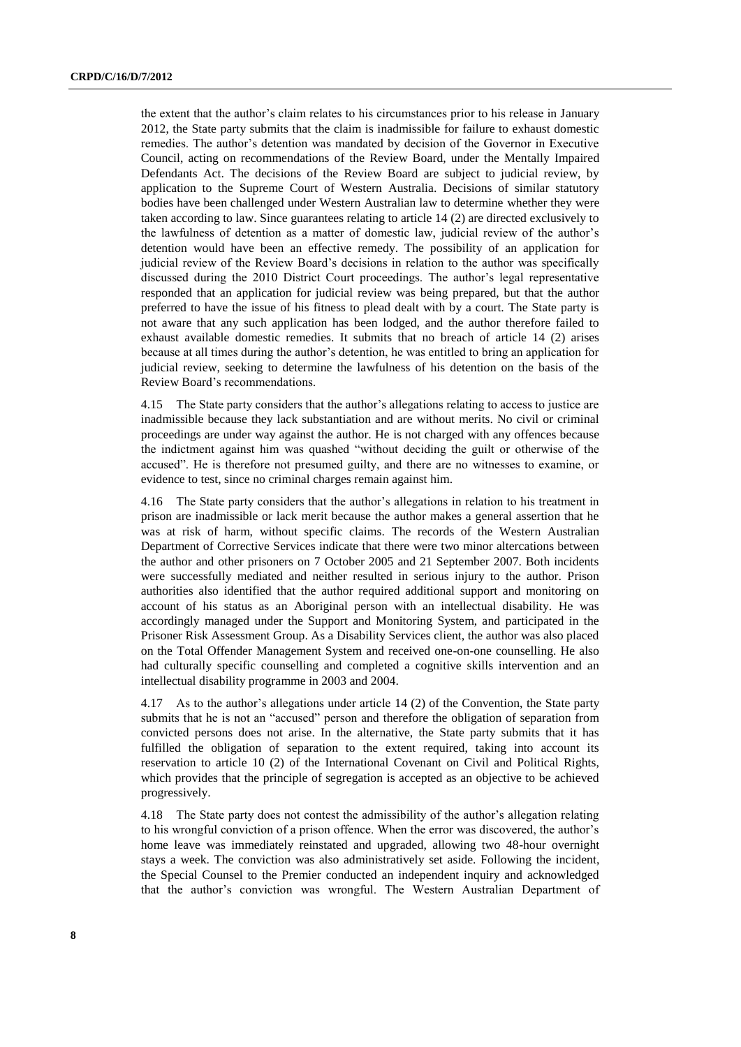the extent that the author's claim relates to his circumstances prior to his release in January 2012, the State party submits that the claim is inadmissible for failure to exhaust domestic remedies. The author's detention was mandated by decision of the Governor in Executive Council, acting on recommendations of the Review Board, under the Mentally Impaired Defendants Act. The decisions of the Review Board are subject to judicial review, by application to the Supreme Court of Western Australia. Decisions of similar statutory bodies have been challenged under Western Australian law to determine whether they were taken according to law. Since guarantees relating to article 14 (2) are directed exclusively to the lawfulness of detention as a matter of domestic law, judicial review of the author's detention would have been an effective remedy. The possibility of an application for judicial review of the Review Board's decisions in relation to the author was specifically discussed during the 2010 District Court proceedings. The author's legal representative responded that an application for judicial review was being prepared, but that the author preferred to have the issue of his fitness to plead dealt with by a court. The State party is not aware that any such application has been lodged, and the author therefore failed to exhaust available domestic remedies. It submits that no breach of article 14 (2) arises because at all times during the author's detention, he was entitled to bring an application for judicial review, seeking to determine the lawfulness of his detention on the basis of the Review Board's recommendations.

4.15 The State party considers that the author's allegations relating to access to justice are inadmissible because they lack substantiation and are without merits. No civil or criminal proceedings are under way against the author. He is not charged with any offences because the indictment against him was quashed "without deciding the guilt or otherwise of the accused". He is therefore not presumed guilty, and there are no witnesses to examine, or evidence to test, since no criminal charges remain against him.

4.16 The State party considers that the author's allegations in relation to his treatment in prison are inadmissible or lack merit because the author makes a general assertion that he was at risk of harm, without specific claims. The records of the Western Australian Department of Corrective Services indicate that there were two minor altercations between the author and other prisoners on 7 October 2005 and 21 September 2007. Both incidents were successfully mediated and neither resulted in serious injury to the author. Prison authorities also identified that the author required additional support and monitoring on account of his status as an Aboriginal person with an intellectual disability. He was accordingly managed under the Support and Monitoring System, and participated in the Prisoner Risk Assessment Group. As a Disability Services client, the author was also placed on the Total Offender Management System and received one-on-one counselling. He also had culturally specific counselling and completed a cognitive skills intervention and an intellectual disability programme in 2003 and 2004.

4.17 As to the author's allegations under article 14 (2) of the Convention, the State party submits that he is not an "accused" person and therefore the obligation of separation from convicted persons does not arise. In the alternative, the State party submits that it has fulfilled the obligation of separation to the extent required, taking into account its reservation to article 10 (2) of the International Covenant on Civil and Political Rights, which provides that the principle of segregation is accepted as an objective to be achieved progressively.

4.18 The State party does not contest the admissibility of the author's allegation relating to his wrongful conviction of a prison offence. When the error was discovered, the author's home leave was immediately reinstated and upgraded, allowing two 48-hour overnight stays a week. The conviction was also administratively set aside. Following the incident, the Special Counsel to the Premier conducted an independent inquiry and acknowledged that the author's conviction was wrongful. The Western Australian Department of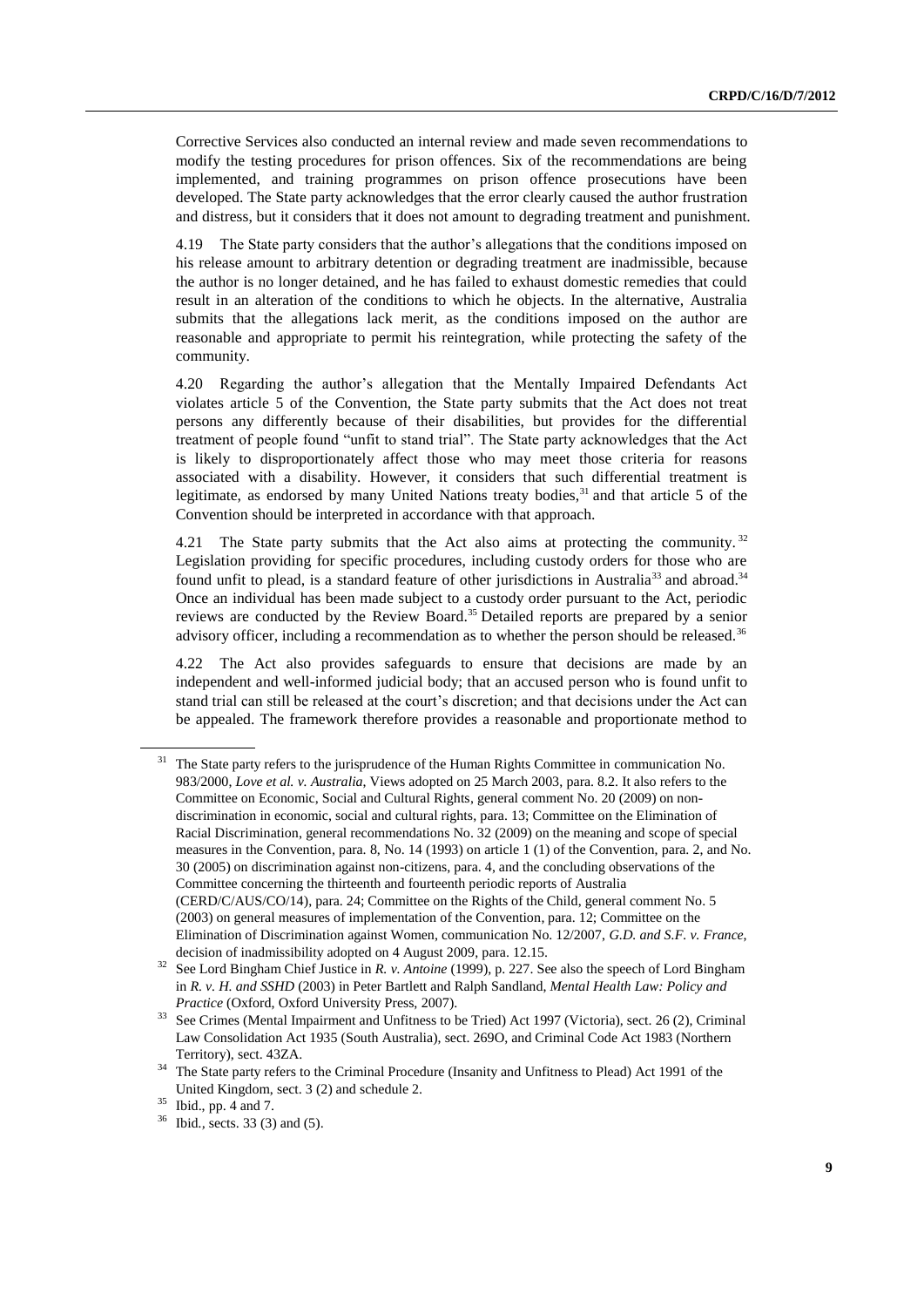Corrective Services also conducted an internal review and made seven recommendations to modify the testing procedures for prison offences. Six of the recommendations are being implemented, and training programmes on prison offence prosecutions have been developed. The State party acknowledges that the error clearly caused the author frustration and distress, but it considers that it does not amount to degrading treatment and punishment.

4.19 The State party considers that the author's allegations that the conditions imposed on his release amount to arbitrary detention or degrading treatment are inadmissible, because the author is no longer detained, and he has failed to exhaust domestic remedies that could result in an alteration of the conditions to which he objects. In the alternative, Australia submits that the allegations lack merit, as the conditions imposed on the author are reasonable and appropriate to permit his reintegration, while protecting the safety of the community.

4.20 Regarding the author's allegation that the Mentally Impaired Defendants Act violates article 5 of the Convention, the State party submits that the Act does not treat persons any differently because of their disabilities, but provides for the differential treatment of people found "unfit to stand trial". The State party acknowledges that the Act is likely to disproportionately affect those who may meet those criteria for reasons associated with a disability. However, it considers that such differential treatment is legitimate, as endorsed by many United Nations treaty bodies,[31] and that article 5 of the Convention should be interpreted in accordance with that approach.

4.21 The State party submits that the Act also aims at protecting the community.[32] Legislation providing for specific procedures, including custody orders for those who are found unfit to plead, is a standard feature of other jurisdictions in Australia[33] and abroad.[34] Once an individual has been made subject to a custody order pursuant to the Act, periodic reviews are conducted by the Review Board.[35] Detailed reports are prepared by a senior advisory officer, including a recommendation as to whether the person should be released.[36]

4.22 The Act also provides safeguards to ensure that decisions are made by an independent and well-informed judicial body; that an accused person who is found unfit to stand trial can still be released at the court's discretion; and that decisions under the Act can be appealed. The framework therefore provides a reasonable and proportionate method to

---

[31] The State party refers to the jurisprudence of the Human Rights Committee in communication No. 983/2000, *Love et al. v. Australia*, Views adopted on 25 March 2003, para. 8.2. It also refers to the Committee on Economic, Social and Cultural Rights, general comment No. 20 (2009) on non-discrimination in economic, social and cultural rights, para. 13; Committee on the Elimination of Racial Discrimination, general recommendations No. 32 (2009) on the meaning and scope of special measures in the Convention, para. 8, No. 14 (1993) on article 1 (1) of the Convention, para. 2, and No. 30 (2005) on discrimination against non-citizens, para. 4, and the concluding observations of the Committee concerning the thirteenth and fourteenth periodic reports of Australia (CERD/C/AUS/CO/14), para. 24; Committee on the Rights of the Child, general comment No. 5 (2003) on general measures of implementation of the Convention, para. 12; Committee on the Elimination of Discrimination against Women, communication No. 12/2007, *G.D. and S.F. v. France*, decision of inadmissibility adopted on 4 August 2009, para. 12.15.

[32] See Lord Bingham Chief Justice in *R. v. Antoine* (1999), p. 227. See also the speech of Lord Bingham in *R. v. H. and SSHD* (2003) in Peter Bartlett and Ralph Sandland, *Mental Health Law: Policy and Practice* (Oxford, Oxford University Press, 2007).

[33] See Crimes (Mental Impairment and Unfitness to be Tried) Act 1997 (Victoria), sect. 26 (2), Criminal Law Consolidation Act 1935 (South Australia), sect. 269O, and Criminal Code Act 1983 (Northern Territory), sect. 43ZA.

[34] The State party refers to the Criminal Procedure (Insanity and Unfitness to Plead) Act 1991 of the United Kingdom, sect. 3 (2) and schedule 2.

[35] Ibid., pp. 4 and 7.

[36] Ibid., sects. 33 (3) and (5).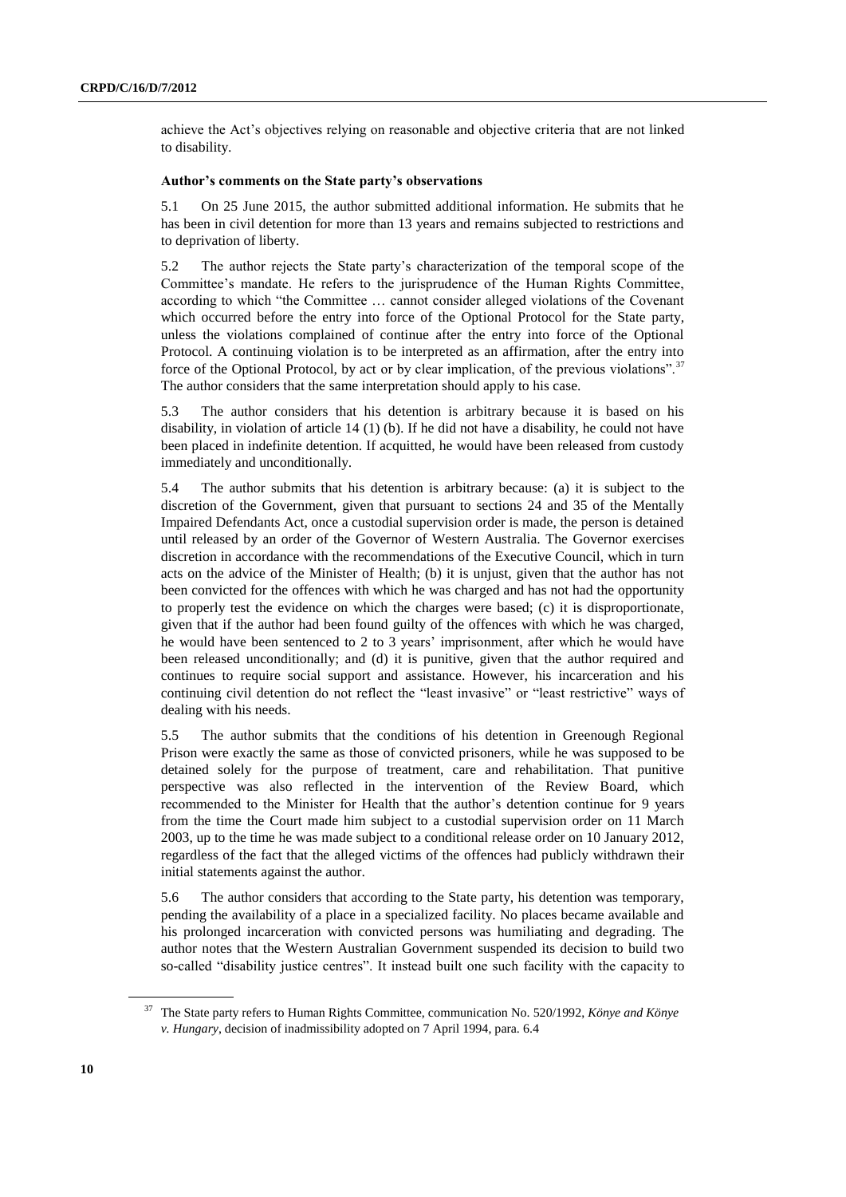achieve the Act's objectives relying on reasonable and objective criteria that are not linked to disability.

### Author's comments on the State party's observations

5.1 On 25 June 2015, the author submitted additional information. He submits that he has been in civil detention for more than 13 years and remains subjected to restrictions and to deprivation of liberty.

5.2 The author rejects the State party's characterization of the temporal scope of the Committee's mandate. He refers to the jurisprudence of the Human Rights Committee, according to which "the Committee … cannot consider alleged violations of the Covenant which occurred before the entry into force of the Optional Protocol for the State party, unless the violations complained of continue after the entry into force of the Optional Protocol. A continuing violation is to be interpreted as an affirmation, after the entry into force of the Optional Protocol, by act or by clear implication, of the previous violations".[37] The author considers that the same interpretation should apply to his case.

5.3 The author considers that his detention is arbitrary because it is based on his disability, in violation of article 14 (1) (b). If he did not have a disability, he could not have been placed in indefinite detention. If acquitted, he would have been released from custody immediately and unconditionally.

5.4 The author submits that his detention is arbitrary because: (a) it is subject to the discretion of the Government, given that pursuant to sections 24 and 35 of the Mentally Impaired Defendants Act, once a custodial supervision order is made, the person is detained until released by an order of the Governor of Western Australia. The Governor exercises discretion in accordance with the recommendations of the Executive Council, which in turn acts on the advice of the Minister of Health; (b) it is unjust, given that the author has not been convicted for the offences with which he was charged and has not had the opportunity to properly test the evidence on which the charges were based; (c) it is disproportionate, given that if the author had been found guilty of the offences with which he was charged, he would have been sentenced to 2 to 3 years' imprisonment, after which he would have been released unconditionally; and (d) it is punitive, given that the author required and continues to require social support and assistance. However, his incarceration and his continuing civil detention do not reflect the "least invasive" or "least restrictive" ways of dealing with his needs.

5.5 The author submits that the conditions of his detention in Greenough Regional Prison were exactly the same as those of convicted prisoners, while he was supposed to be detained solely for the purpose of treatment, care and rehabilitation. That punitive perspective was also reflected in the intervention of the Review Board, which recommended to the Minister for Health that the author's detention continue for 9 years from the time the Court made him subject to a custodial supervision order on 11 March 2003, up to the time he was made subject to a conditional release order on 10 January 2012, regardless of the fact that the alleged victims of the offences had publicly withdrawn their initial statements against the author.

5.6 The author considers that according to the State party, his detention was temporary, pending the availability of a place in a specialized facility. No places became available and his prolonged incarceration with convicted persons was humiliating and degrading. The author notes that the Western Australian Government suspended its decision to build two so-called "disability justice centres". It instead built one such facility with the capacity to

[37] The State party refers to Human Rights Committee, communication No. 520/1992, *Könye and Könye v. Hungary*, decision of inadmissibility adopted on 7 April 1994, para. 6.4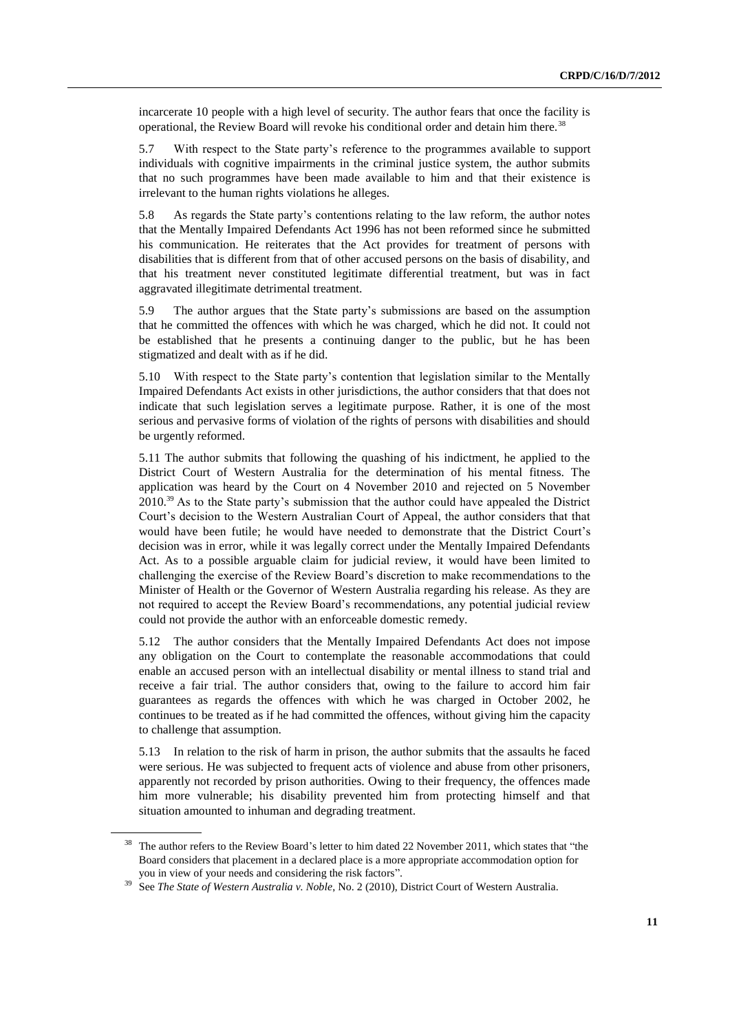incarcerate 10 people with a high level of security. The author fears that once the facility is operational, the Review Board will revoke his conditional order and detain him there.[38]

5.7 With respect to the State party's reference to the programmes available to support individuals with cognitive impairments in the criminal justice system, the author submits that no such programmes have been made available to him and that their existence is irrelevant to the human rights violations he alleges.

5.8 As regards the State party's contentions relating to the law reform, the author notes that the Mentally Impaired Defendants Act 1996 has not been reformed since he submitted his communication. He reiterates that the Act provides for treatment of persons with disabilities that is different from that of other accused persons on the basis of disability, and that his treatment never constituted legitimate differential treatment, but was in fact aggravated illegitimate detrimental treatment.

5.9 The author argues that the State party's submissions are based on the assumption that he committed the offences with which he was charged, which he did not. It could not be established that he presents a continuing danger to the public, but he has been stigmatized and dealt with as if he did.

5.10 With respect to the State party's contention that legislation similar to the Mentally Impaired Defendants Act exists in other jurisdictions, the author considers that that does not indicate that such legislation serves a legitimate purpose. Rather, it is one of the most serious and pervasive forms of violation of the rights of persons with disabilities and should be urgently reformed.

5.11 The author submits that following the quashing of his indictment, he applied to the District Court of Western Australia for the determination of his mental fitness. The application was heard by the Court on 4 November 2010 and rejected on 5 November 2010.[39] As to the State party's submission that the author could have appealed the District Court's decision to the Western Australian Court of Appeal, the author considers that that would have been futile; he would have needed to demonstrate that the District Court's decision was in error, while it was legally correct under the Mentally Impaired Defendants Act. As to a possible arguable claim for judicial review, it would have been limited to challenging the exercise of the Review Board's discretion to make recommendations to the Minister of Health or the Governor of Western Australia regarding his release. As they are not required to accept the Review Board's recommendations, any potential judicial review could not provide the author with an enforceable domestic remedy.

5.12 The author considers that the Mentally Impaired Defendants Act does not impose any obligation on the Court to contemplate the reasonable accommodations that could enable an accused person with an intellectual disability or mental illness to stand trial and receive a fair trial. The author considers that, owing to the failure to accord him fair guarantees as regards the offences with which he was charged in October 2002, he continues to be treated as if he had committed the offences, without giving him the capacity to challenge that assumption.

5.13 In relation to the risk of harm in prison, the author submits that the assaults he faced were serious. He was subjected to frequent acts of violence and abuse from other prisoners, apparently not recorded by prison authorities. Owing to their frequency, the offences made him more vulnerable; his disability prevented him from protecting himself and that situation amounted to inhuman and degrading treatment.

---

[38] The author refers to the Review Board's letter to him dated 22 November 2011, which states that "the Board considers that placement in a declared place is a more appropriate accommodation option for you in view of your needs and considering the risk factors".

[39] See *The State of Western Australia v. Noble*, No. 2 (2010), District Court of Western Australia.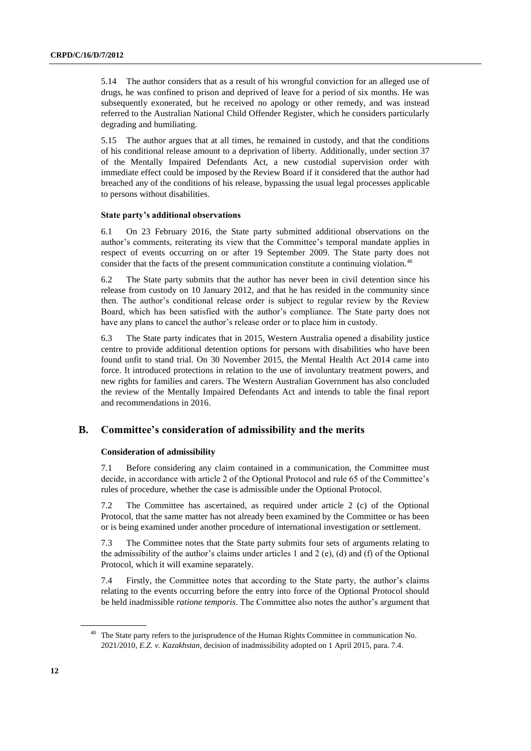5.14 The author considers that as a result of his wrongful conviction for an alleged use of drugs, he was confined to prison and deprived of leave for a period of six months. He was subsequently exonerated, but he received no apology or other remedy, and was instead referred to the Australian National Child Offender Register, which he considers particularly degrading and humiliating.

5.15 The author argues that at all times, he remained in custody, and that the conditions of his conditional release amount to a deprivation of liberty. Additionally, under section 37 of the Mentally Impaired Defendants Act, a new custodial supervision order with immediate effect could be imposed by the Review Board if it considered that the author had breached any of the conditions of his release, bypassing the usual legal processes applicable to persons without disabilities.

#### State party's additional observations

6.1 On 23 February 2016, the State party submitted additional observations on the author's comments, reiterating its view that the Committee's temporal mandate applies in respect of events occurring on or after 19 September 2009. The State party does not consider that the facts of the present communication constitute a continuing violation.[40]

6.2 The State party submits that the author has never been in civil detention since his release from custody on 10 January 2012, and that he has resided in the community since then. The author's conditional release order is subject to regular review by the Review Board, which has been satisfied with the author's compliance. The State party does not have any plans to cancel the author's release order or to place him in custody.

6.3 The State party indicates that in 2015, Western Australia opened a disability justice centre to provide additional detention options for persons with disabilities who have been found unfit to stand trial. On 30 November 2015, the Mental Health Act 2014 came into force. It introduced protections in relation to the use of involuntary treatment powers, and new rights for families and carers. The Western Australian Government has also concluded the review of the Mentally Impaired Defendants Act and intends to table the final report and recommendations in 2016.

## B. Committee's consideration of admissibility and the merits

#### Consideration of admissibility

7.1 Before considering any claim contained in a communication, the Committee must decide, in accordance with article 2 of the Optional Protocol and rule 65 of the Committee's rules of procedure, whether the case is admissible under the Optional Protocol.

7.2 The Committee has ascertained, as required under article 2 (c) of the Optional Protocol, that the same matter has not already been examined by the Committee or has been or is being examined under another procedure of international investigation or settlement.

7.3 The Committee notes that the State party submits four sets of arguments relating to the admissibility of the author's claims under articles 1 and 2 (e), (d) and (f) of the Optional Protocol, which it will examine separately.

7.4 Firstly, the Committee notes that according to the State party, the author's claims relating to the events occurring before the entry into force of the Optional Protocol should be held inadmissible *ratione temporis*. The Committee also notes the author's argument that

---

[40] The State party refers to the jurisprudence of the Human Rights Committee in communication No. 2021/2010, *E.Z. v. Kazakhstan*, decision of inadmissibility adopted on 1 April 2015, para. 7.4.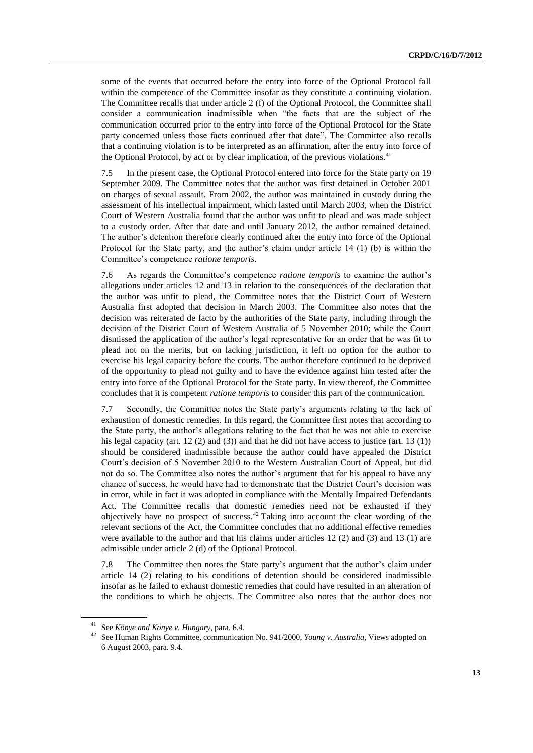some of the events that occurred before the entry into force of the Optional Protocol fall within the competence of the Committee insofar as they constitute a continuing violation. The Committee recalls that under article 2 (f) of the Optional Protocol, the Committee shall consider a communication inadmissible when "the facts that are the subject of the communication occurred prior to the entry into force of the Optional Protocol for the State party concerned unless those facts continued after that date". The Committee also recalls that a continuing violation is to be interpreted as an affirmation, after the entry into force of the Optional Protocol, by act or by clear implication, of the previous violations.[41]

7.5 In the present case, the Optional Protocol entered into force for the State party on 19 September 2009. The Committee notes that the author was first detained in October 2001 on charges of sexual assault. From 2002, the author was maintained in custody during the assessment of his intellectual impairment, which lasted until March 2003, when the District Court of Western Australia found that the author was unfit to plead and was made subject to a custody order. After that date and until January 2012, the author remained detained. The author's detention therefore clearly continued after the entry into force of the Optional Protocol for the State party, and the author's claim under article 14 (1) (b) is within the Committee's competence *ratione temporis*.

7.6 As regards the Committee's competence *ratione temporis* to examine the author's allegations under articles 12 and 13 in relation to the consequences of the declaration that the author was unfit to plead, the Committee notes that the District Court of Western Australia first adopted that decision in March 2003. The Committee also notes that the decision was reiterated de facto by the authorities of the State party, including through the decision of the District Court of Western Australia of 5 November 2010; while the Court dismissed the application of the author's legal representative for an order that he was fit to plead not on the merits, but on lacking jurisdiction, it left no option for the author to exercise his legal capacity before the courts. The author therefore continued to be deprived of the opportunity to plead not guilty and to have the evidence against him tested after the entry into force of the Optional Protocol for the State party. In view thereof, the Committee concludes that it is competent *ratione temporis* to consider this part of the communication.

7.7 Secondly, the Committee notes the State party's arguments relating to the lack of exhaustion of domestic remedies. In this regard, the Committee first notes that according to the State party, the author's allegations relating to the fact that he was not able to exercise his legal capacity (art. 12 (2) and (3)) and that he did not have access to justice (art. 13 (1)) should be considered inadmissible because the author could have appealed the District Court's decision of 5 November 2010 to the Western Australian Court of Appeal, but did not do so. The Committee also notes the author's argument that for his appeal to have any chance of success, he would have had to demonstrate that the District Court's decision was in error, while in fact it was adopted in compliance with the Mentally Impaired Defendants Act. The Committee recalls that domestic remedies need not be exhausted if they objectively have no prospect of success.[42] Taking into account the clear wording of the relevant sections of the Act, the Committee concludes that no additional effective remedies were available to the author and that his claims under articles 12 (2) and (3) and 13 (1) are admissible under article 2 (d) of the Optional Protocol.

7.8 The Committee then notes the State party's argument that the author's claim under article 14 (2) relating to his conditions of detention should be considered inadmissible insofar as he failed to exhaust domestic remedies that could have resulted in an alteration of the conditions to which he objects. The Committee also notes that the author does not

---

[41] See *Könye and Könye v. Hungary*, para. 6.4.

[42] See Human Rights Committee, communication No. 941/2000, *Young v. Australia*, Views adopted on 6 August 2003, para. 9.4.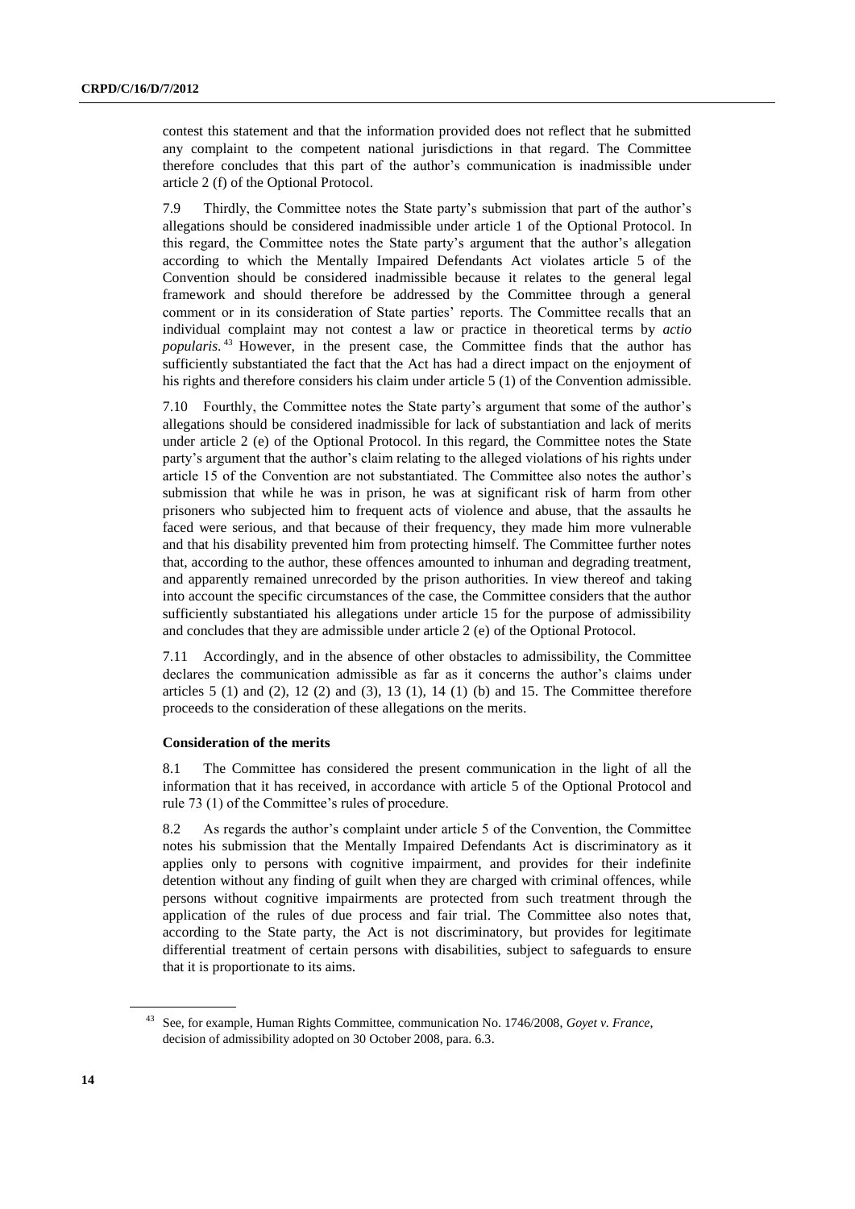contest this statement and that the information provided does not reflect that he submitted any complaint to the competent national jurisdictions in that regard. The Committee therefore concludes that this part of the author's communication is inadmissible under article 2 (f) of the Optional Protocol.

7.9 Thirdly, the Committee notes the State party's submission that part of the author's allegations should be considered inadmissible under article 1 of the Optional Protocol. In this regard, the Committee notes the State party's argument that the author's allegation according to which the Mentally Impaired Defendants Act violates article 5 of the Convention should be considered inadmissible because it relates to the general legal framework and should therefore be addressed by the Committee through a general comment or in its consideration of State parties' reports. The Committee recalls that an individual complaint may not contest a law or practice in theoretical terms by *actio popularis.*[43] However, in the present case, the Committee finds that the author has sufficiently substantiated the fact that the Act has had a direct impact on the enjoyment of his rights and therefore considers his claim under article 5 (1) of the Convention admissible.

7.10 Fourthly, the Committee notes the State party's argument that some of the author's allegations should be considered inadmissible for lack of substantiation and lack of merits under article 2 (e) of the Optional Protocol. In this regard, the Committee notes the State party's argument that the author's claim relating to the alleged violations of his rights under article 15 of the Convention are not substantiated. The Committee also notes the author's submission that while he was in prison, he was at significant risk of harm from other prisoners who subjected him to frequent acts of violence and abuse, that the assaults he faced were serious, and that because of their frequency, they made him more vulnerable and that his disability prevented him from protecting himself. The Committee further notes that, according to the author, these offences amounted to inhuman and degrading treatment, and apparently remained unrecorded by the prison authorities. In view thereof and taking into account the specific circumstances of the case, the Committee considers that the author sufficiently substantiated his allegations under article 15 for the purpose of admissibility and concludes that they are admissible under article 2 (e) of the Optional Protocol.

7.11 Accordingly, and in the absence of other obstacles to admissibility, the Committee declares the communication admissible as far as it concerns the author's claims under articles 5 (1) and (2), 12 (2) and (3), 13 (1), 14 (1) (b) and 15. The Committee therefore proceeds to the consideration of these allegations on the merits.

### Consideration of the merits

8.1 The Committee has considered the present communication in the light of all the information that it has received, in accordance with article 5 of the Optional Protocol and rule 73 (1) of the Committee's rules of procedure.

8.2 As regards the author's complaint under article 5 of the Convention, the Committee notes his submission that the Mentally Impaired Defendants Act is discriminatory as it applies only to persons with cognitive impairment, and provides for their indefinite detention without any finding of guilt when they are charged with criminal offences, while persons without cognitive impairments are protected from such treatment through the application of the rules of due process and fair trial. The Committee also notes that, according to the State party, the Act is not discriminatory, but provides for legitimate differential treatment of certain persons with disabilities, subject to safeguards to ensure that it is proportionate to its aims.

[43] See, for example, Human Rights Committee, communication No. 1746/2008, *Goyet v. France*, decision of admissibility adopted on 30 October 2008, para. 6.3.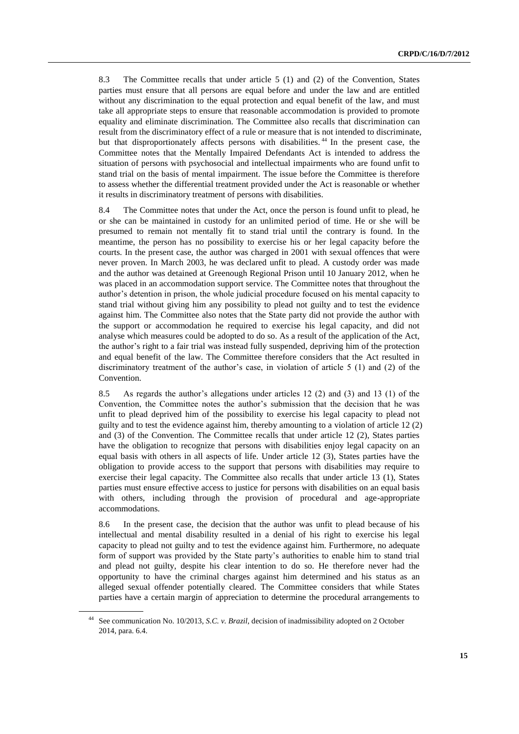8.3 The Committee recalls that under article 5 (1) and (2) of the Convention, States parties must ensure that all persons are equal before and under the law and are entitled without any discrimination to the equal protection and equal benefit of the law, and must take all appropriate steps to ensure that reasonable accommodation is provided to promote equality and eliminate discrimination. The Committee also recalls that discrimination can result from the discriminatory effect of a rule or measure that is not intended to discriminate, but that disproportionately affects persons with disabilities.[44] In the present case, the Committee notes that the Mentally Impaired Defendants Act is intended to address the situation of persons with psychosocial and intellectual impairments who are found unfit to stand trial on the basis of mental impairment. The issue before the Committee is therefore to assess whether the differential treatment provided under the Act is reasonable or whether it results in discriminatory treatment of persons with disabilities.

8.4 The Committee notes that under the Act, once the person is found unfit to plead, he or she can be maintained in custody for an unlimited period of time. He or she will be presumed to remain not mentally fit to stand trial until the contrary is found. In the meantime, the person has no possibility to exercise his or her legal capacity before the courts. In the present case, the author was charged in 2001 with sexual offences that were never proven. In March 2003, he was declared unfit to plead. A custody order was made and the author was detained at Greenough Regional Prison until 10 January 2012, when he was placed in an accommodation support service. The Committee notes that throughout the author's detention in prison, the whole judicial procedure focused on his mental capacity to stand trial without giving him any possibility to plead not guilty and to test the evidence against him. The Committee also notes that the State party did not provide the author with the support or accommodation he required to exercise his legal capacity, and did not analyse which measures could be adopted to do so. As a result of the application of the Act, the author's right to a fair trial was instead fully suspended, depriving him of the protection and equal benefit of the law. The Committee therefore considers that the Act resulted in discriminatory treatment of the author's case, in violation of article 5 (1) and (2) of the Convention.

8.5 As regards the author's allegations under articles 12 (2) and (3) and 13 (1) of the Convention, the Committee notes the author's submission that the decision that he was unfit to plead deprived him of the possibility to exercise his legal capacity to plead not guilty and to test the evidence against him, thereby amounting to a violation of article 12 (2) and (3) of the Convention. The Committee recalls that under article 12 (2), States parties have the obligation to recognize that persons with disabilities enjoy legal capacity on an equal basis with others in all aspects of life. Under article 12 (3), States parties have the obligation to provide access to the support that persons with disabilities may require to exercise their legal capacity. The Committee also recalls that under article 13 (1), States parties must ensure effective access to justice for persons with disabilities on an equal basis with others, including through the provision of procedural and age-appropriate accommodations.

8.6 In the present case, the decision that the author was unfit to plead because of his intellectual and mental disability resulted in a denial of his right to exercise his legal capacity to plead not guilty and to test the evidence against him. Furthermore, no adequate form of support was provided by the State party's authorities to enable him to stand trial and plead not guilty, despite his clear intention to do so. He therefore never had the opportunity to have the criminal charges against him determined and his status as an alleged sexual offender potentially cleared. The Committee considers that while States parties have a certain margin of appreciation to determine the procedural arrangements to

---

[44] See communication No. 10/2013, *S.C. v. Brazil*, decision of inadmissibility adopted on 2 October 2014, para. 6.4.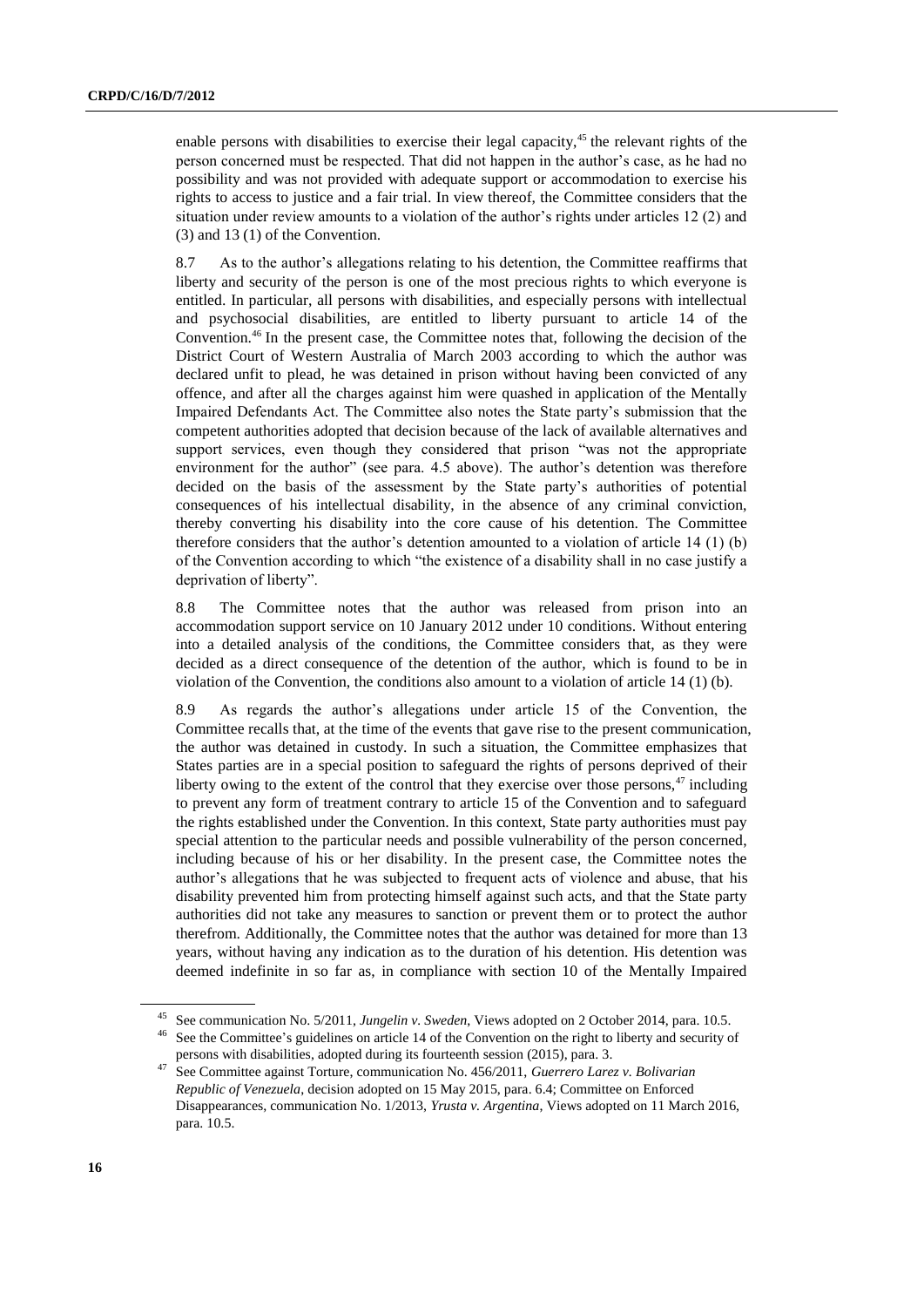enable persons with disabilities to exercise their legal capacity,[45] the relevant rights of the person concerned must be respected. That did not happen in the author's case, as he had no possibility and was not provided with adequate support or accommodation to exercise his rights to access to justice and a fair trial. In view thereof, the Committee considers that the situation under review amounts to a violation of the author's rights under articles 12 (2) and (3) and 13 (1) of the Convention.

8.7 As to the author's allegations relating to his detention, the Committee reaffirms that liberty and security of the person is one of the most precious rights to which everyone is entitled. In particular, all persons with disabilities, and especially persons with intellectual and psychosocial disabilities, are entitled to liberty pursuant to article 14 of the Convention.[46] In the present case, the Committee notes that, following the decision of the District Court of Western Australia of March 2003 according to which the author was declared unfit to plead, he was detained in prison without having been convicted of any offence, and after all the charges against him were quashed in application of the Mentally Impaired Defendants Act. The Committee also notes the State party's submission that the competent authorities adopted that decision because of the lack of available alternatives and support services, even though they considered that prison "was not the appropriate environment for the author" (see para. 4.5 above). The author's detention was therefore decided on the basis of the assessment by the State party's authorities of potential consequences of his intellectual disability, in the absence of any criminal conviction, thereby converting his disability into the core cause of his detention. The Committee therefore considers that the author's detention amounted to a violation of article 14 (1) (b) of the Convention according to which "the existence of a disability shall in no case justify a deprivation of liberty".

8.8 The Committee notes that the author was released from prison into an accommodation support service on 10 January 2012 under 10 conditions. Without entering into a detailed analysis of the conditions, the Committee considers that, as they were decided as a direct consequence of the detention of the author, which is found to be in violation of the Convention, the conditions also amount to a violation of article 14 (1) (b).

8.9 As regards the author's allegations under article 15 of the Convention, the Committee recalls that, at the time of the events that gave rise to the present communication, the author was detained in custody. In such a situation, the Committee emphasizes that States parties are in a special position to safeguard the rights of persons deprived of their liberty owing to the extent of the control that they exercise over those persons,[47] including to prevent any form of treatment contrary to article 15 of the Convention and to safeguard the rights established under the Convention. In this context, State party authorities must pay special attention to the particular needs and possible vulnerability of the person concerned, including because of his or her disability. In the present case, the Committee notes the author's allegations that he was subjected to frequent acts of violence and abuse, that his disability prevented him from protecting himself against such acts, and that the State party authorities did not take any measures to sanction or prevent them or to protect the author therefrom. Additionally, the Committee notes that the author was detained for more than 13 years, without having any indication as to the duration of his detention. His detention was deemed indefinite in so far as, in compliance with section 10 of the Mentally Impaired

---

[45] See communication No. 5/2011, *Jungelin v. Sweden*, Views adopted on 2 October 2014, para. 10.5.

[46] See the Committee's guidelines on article 14 of the Convention on the right to liberty and security of persons with disabilities, adopted during its fourteenth session (2015), para. 3.

[47] See Committee against Torture, communication No. 456/2011, *Guerrero Larez v. Bolivarian Republic of Venezuela*, decision adopted on 15 May 2015, para. 6.4; Committee on Enforced Disappearances, communication No. 1/2013, *Yrusta v. Argentina*, Views adopted on 11 March 2016, para. 10.5.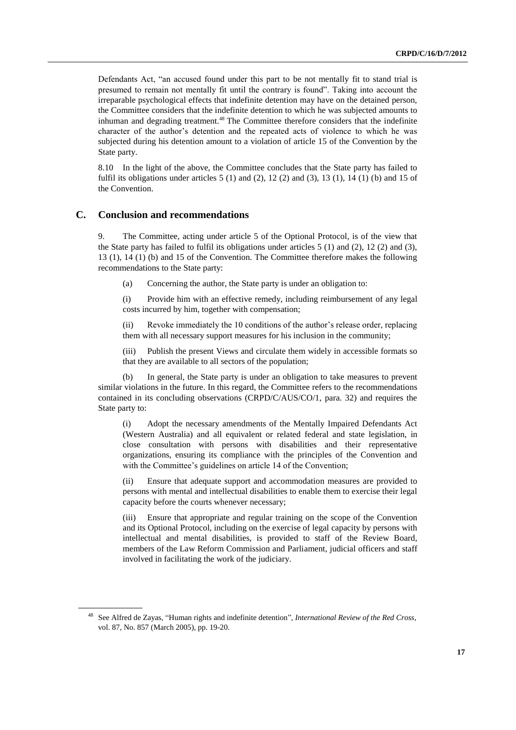Defendants Act, "an accused found under this part to be not mentally fit to stand trial is presumed to remain not mentally fit until the contrary is found". Taking into account the irreparable psychological effects that indefinite detention may have on the detained person, the Committee considers that the indefinite detention to which he was subjected amounts to inhuman and degrading treatment.[48] The Committee therefore considers that the indefinite character of the author's detention and the repeated acts of violence to which he was subjected during his detention amount to a violation of article 15 of the Convention by the State party.

8.10 In the light of the above, the Committee concludes that the State party has failed to fulfil its obligations under articles 5 (1) and (2), 12 (2) and (3), 13 (1), 14 (1) (b) and 15 of the Convention.

## C. Conclusion and recommendations

9. The Committee, acting under article 5 of the Optional Protocol, is of the view that the State party has failed to fulfil its obligations under articles 5 (1) and (2), 12 (2) and (3), 13 (1), 14 (1) (b) and 15 of the Convention. The Committee therefore makes the following recommendations to the State party:

(a) Concerning the author, the State party is under an obligation to:

(i) Provide him with an effective remedy, including reimbursement of any legal costs incurred by him, together with compensation;

(ii) Revoke immediately the 10 conditions of the author's release order, replacing them with all necessary support measures for his inclusion in the community;

(iii) Publish the present Views and circulate them widely in accessible formats so that they are available to all sectors of the population;

(b) In general, the State party is under an obligation to take measures to prevent similar violations in the future. In this regard, the Committee refers to the recommendations contained in its concluding observations (CRPD/C/AUS/CO/1, para. 32) and requires the State party to:

(i) Adopt the necessary amendments of the Mentally Impaired Defendants Act (Western Australia) and all equivalent or related federal and state legislation, in close consultation with persons with disabilities and their representative organizations, ensuring its compliance with the principles of the Convention and with the Committee's guidelines on article 14 of the Convention;

(ii) Ensure that adequate support and accommodation measures are provided to persons with mental and intellectual disabilities to enable them to exercise their legal capacity before the courts whenever necessary;

(iii) Ensure that appropriate and regular training on the scope of the Convention and its Optional Protocol, including on the exercise of legal capacity by persons with intellectual and mental disabilities, is provided to staff of the Review Board, members of the Law Reform Commission and Parliament, judicial officers and staff involved in facilitating the work of the judiciary.

---

[48] See Alfred de Zayas, "Human rights and indefinite detention", *International Review of the Red Cross*, vol. 87, No. 857 (March 2005), pp. 19-20.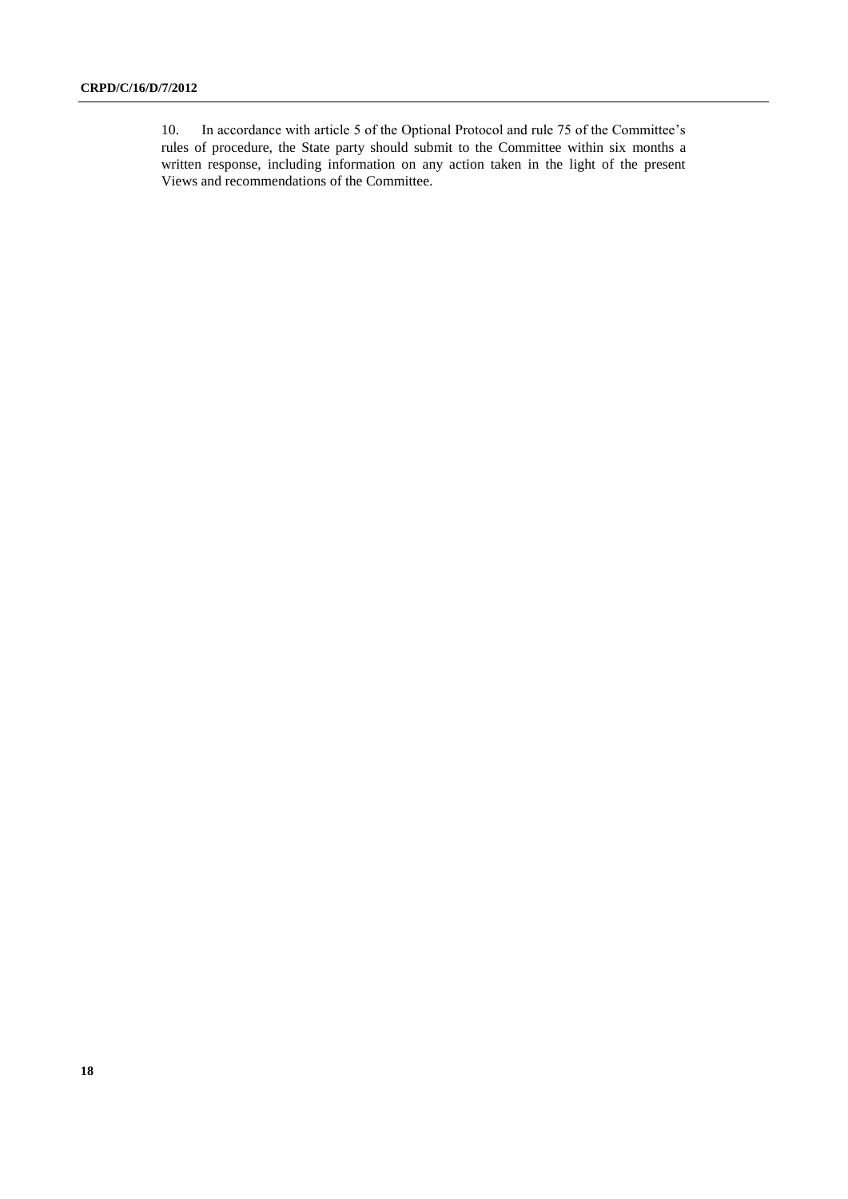10. In accordance with article 5 of the Optional Protocol and rule 75 of the Committee's rules of procedure, the State party should submit to the Committee within six months a written response, including information on any action taken in the light of the present Views and recommendations of the Committee.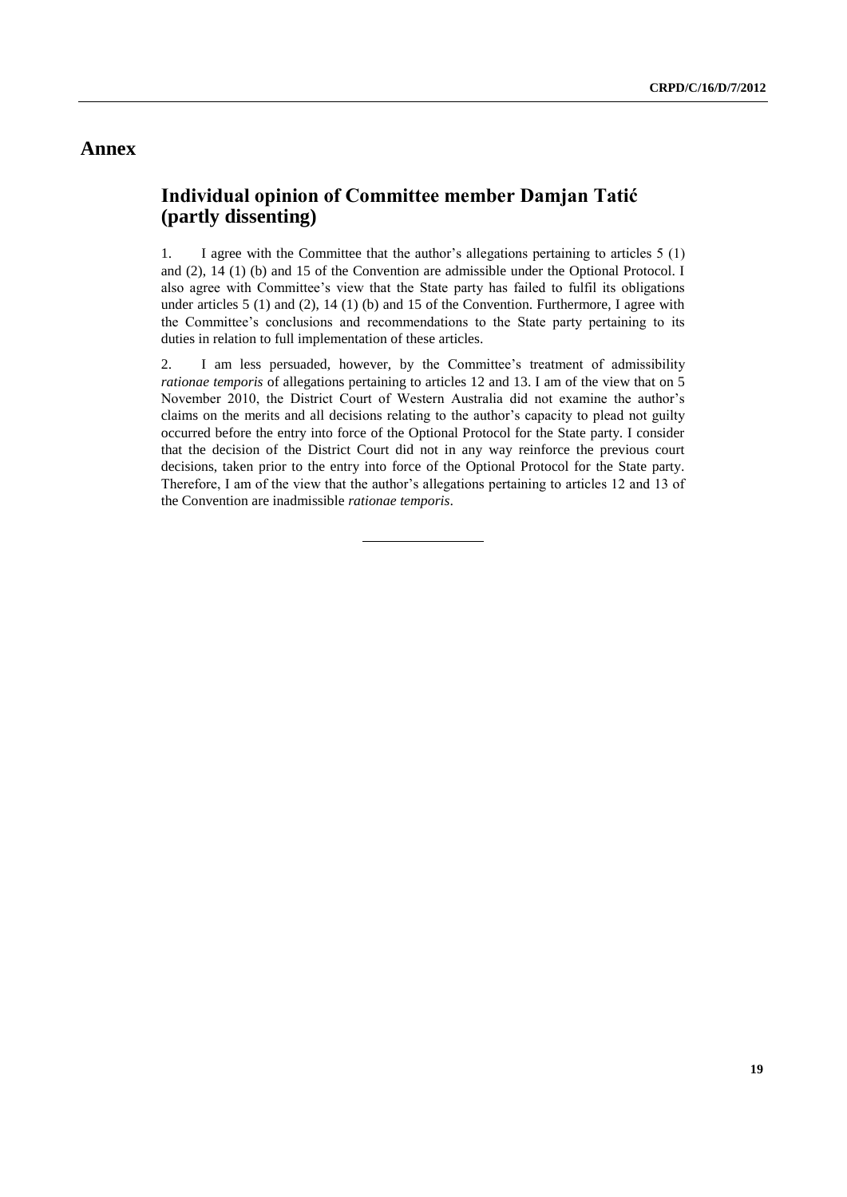# Annex

## Individual opinion of Committee member Damjan Tatić (partly dissenting)

1. I agree with the Committee that the author's allegations pertaining to articles 5 (1) and (2), 14 (1) (b) and 15 of the Convention are admissible under the Optional Protocol. I also agree with Committee's view that the State party has failed to fulfil its obligations under articles 5 (1) and (2), 14 (1) (b) and 15 of the Convention. Furthermore, I agree with the Committee's conclusions and recommendations to the State party pertaining to its duties in relation to full implementation of these articles.

2. I am less persuaded, however, by the Committee's treatment of admissibility *rationae temporis* of allegations pertaining to articles 12 and 13. I am of the view that on 5 November 2010, the District Court of Western Australia did not examine the author's claims on the merits and all decisions relating to the author's capacity to plead not guilty occurred before the entry into force of the Optional Protocol for the State party. I consider that the decision of the District Court did not in any way reinforce the previous court decisions, taken prior to the entry into force of the Optional Protocol for the State party. Therefore, I am of the view that the author's allegations pertaining to articles 12 and 13 of the Convention are inadmissible *rationae temporis*.